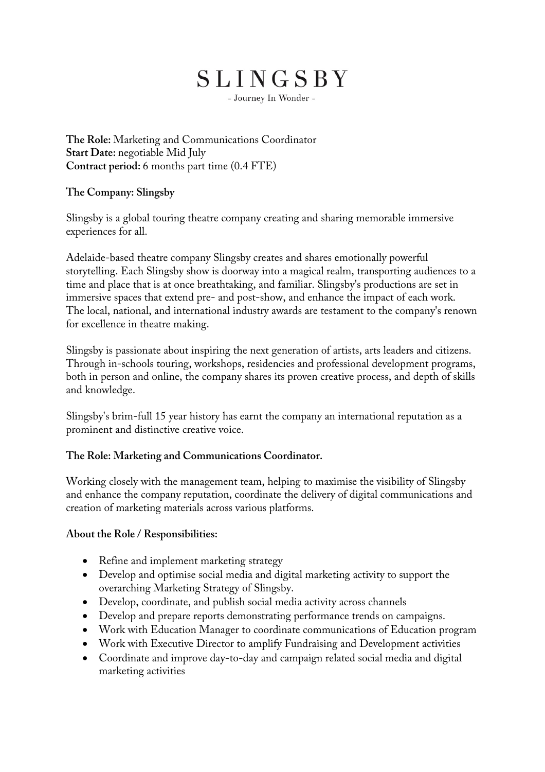# SLINGSBY

- Journey In Wonder -

**The Role:** Marketing and Communications Coordinator
**Start Date:** negotiable Mid July
**Contract period:** 6 months part time (0.4 FTE)

**The Company: Slingsby**

Slingsby is a global touring theatre company creating and sharing memorable immersive experiences for all.

Adelaide-based theatre company Slingsby creates and shares emotionally powerful storytelling. Each Slingsby show is doorway into a magical realm, transporting audiences to a time and place that is at once breathtaking, and familiar. Slingsby's productions are set in immersive spaces that extend pre- and post-show, and enhance the impact of each work. The local, national, and international industry awards are testament to the company's renown for excellence in theatre making.

Slingsby is passionate about inspiring the next generation of artists, arts leaders and citizens. Through in-schools touring, workshops, residencies and professional development programs, both in person and online, the company shares its proven creative process, and depth of skills and knowledge.

Slingsby's brim-full 15 year history has earnt the company an international reputation as a prominent and distinctive creative voice.

**The Role: Marketing and Communications Coordinator.**

Working closely with the management team, helping to maximise the visibility of Slingsby and enhance the company reputation, coordinate the delivery of digital communications and creation of marketing materials across various platforms.

**About the Role / Responsibilities:**

- Refine and implement marketing strategy
- Develop and optimise social media and digital marketing activity to support the overarching Marketing Strategy of Slingsby.
- Develop, coordinate, and publish social media activity across channels
- Develop and prepare reports demonstrating performance trends on campaigns.
- Work with Education Manager to coordinate communications of Education program
- Work with Executive Director to amplify Fundraising and Development activities
- Coordinate and improve day-to-day and campaign related social media and digital marketing activities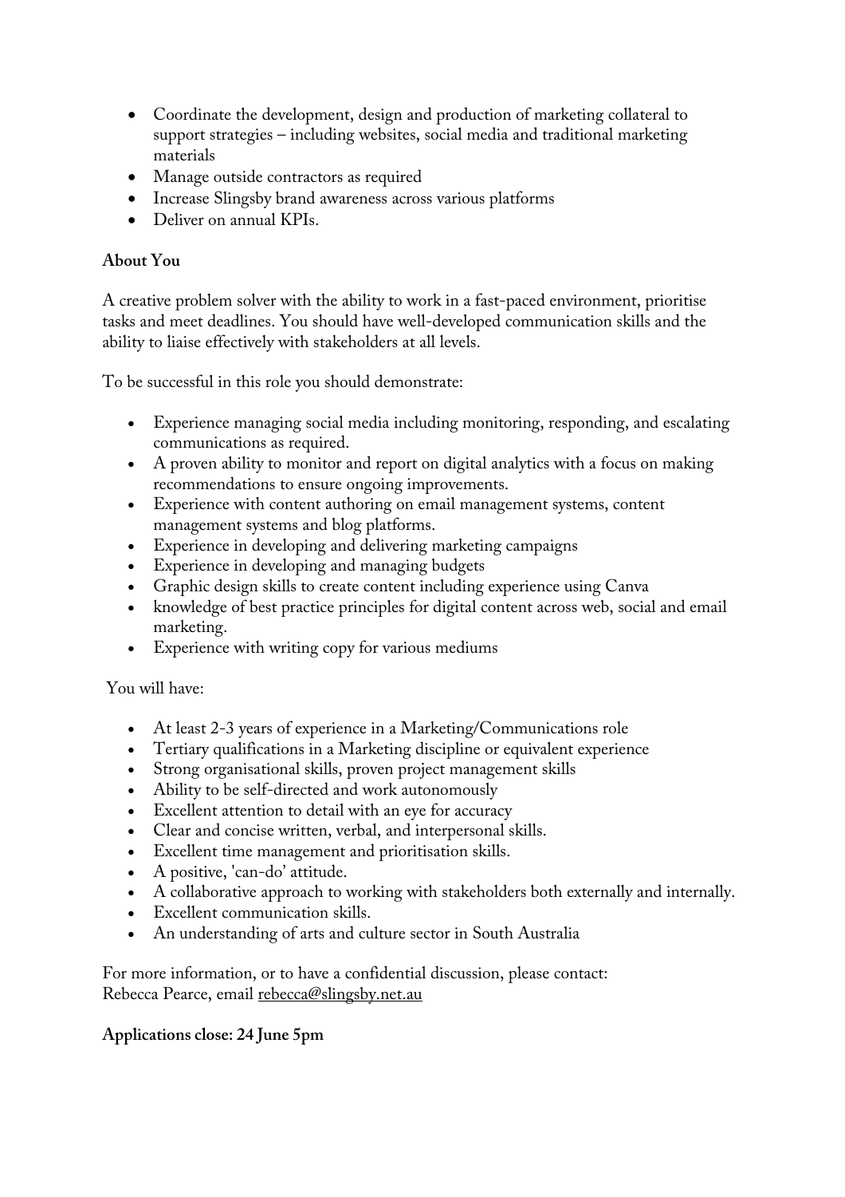- Coordinate the development, design and production of marketing collateral to support strategies – including websites, social media and traditional marketing materials
- Manage outside contractors as required
- Increase Slingsby brand awareness across various platforms
- Deliver on annual KPIs.

**About You**

A creative problem solver with the ability to work in a fast-paced environment, prioritise tasks and meet deadlines. You should have well-developed communication skills and the ability to liaise effectively with stakeholders at all levels.

To be successful in this role you should demonstrate:

- Experience managing social media including monitoring, responding, and escalating communications as required.
- A proven ability to monitor and report on digital analytics with a focus on making recommendations to ensure ongoing improvements.
- Experience with content authoring on email management systems, content management systems and blog platforms.
- Experience in developing and delivering marketing campaigns
- Experience in developing and managing budgets
- Graphic design skills to create content including experience using Canva
- knowledge of best practice principles for digital content across web, social and email marketing.
- Experience with writing copy for various mediums

You will have:

- At least 2-3 years of experience in a Marketing/Communications role
- Tertiary qualifications in a Marketing discipline or equivalent experience
- Strong organisational skills, proven project management skills
- Ability to be self-directed and work autonomously
- Excellent attention to detail with an eye for accuracy
- Clear and concise written, verbal, and interpersonal skills.
- Excellent time management and prioritisation skills.
- A positive, 'can-do' attitude.
- A collaborative approach to working with stakeholders both externally and internally.
- Excellent communication skills.
- An understanding of arts and culture sector in South Australia

For more information, or to have a confidential discussion, please contact:
Rebecca Pearce, email rebecca@slingsby.net.au

**Applications close: 24 June 5pm**